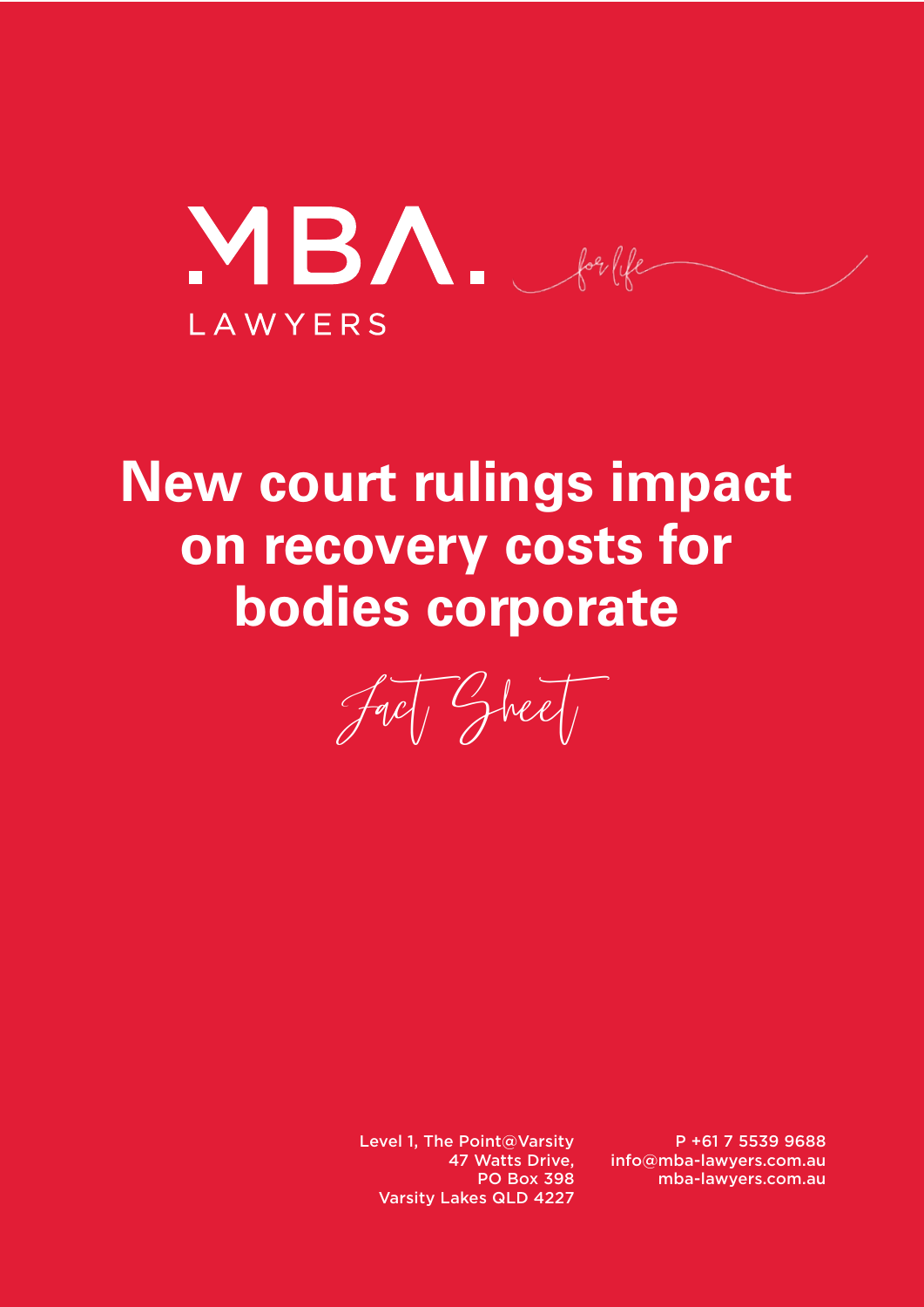MBA.

LAWYERS

for life

# New court rulings impact on recovery costs for bodies corporate

Fact Sheet

Level 1, The Point@Varsity
47 Watts Drive,
PO Box 398
Varsity Lakes QLD 4227

P +61 7 5539 9688
info@mba-lawyers.com.au
mba-lawyers.com.au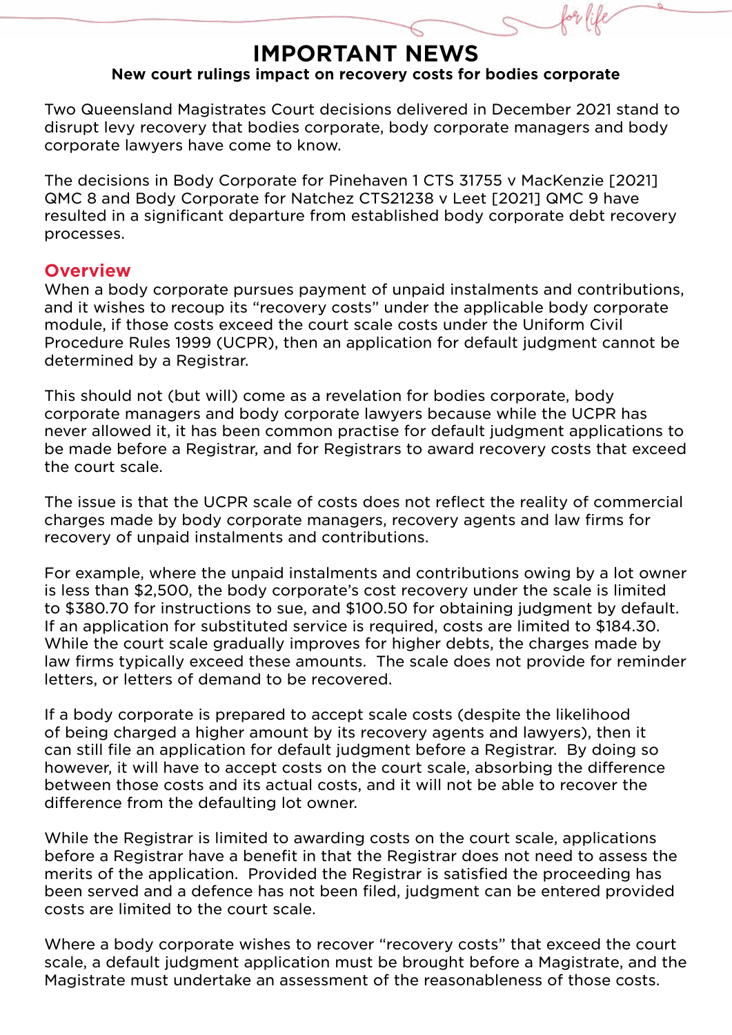# IMPORTANT NEWS

**New court rulings impact on recovery costs for bodies corporate**

Two Queensland Magistrates Court decisions delivered in December 2021 stand to disrupt levy recovery that bodies corporate, body corporate managers and body corporate lawyers have come to know.

The decisions in Body Corporate for Pinehaven 1 CTS 31755 v MacKenzie [2021] QMC 8 and Body Corporate for Natchez CTS21238 v Leet [2021] QMC 9 have resulted in a significant departure from established body corporate debt recovery processes.

## Overview

When a body corporate pursues payment of unpaid instalments and contributions, and it wishes to recoup its "recovery costs" under the applicable body corporate module, if those costs exceed the court scale costs under the Uniform Civil Procedure Rules 1999 (UCPR), then an application for default judgment cannot be determined by a Registrar.

This should not (but will) come as a revelation for bodies corporate, body corporate managers and body corporate lawyers because while the UCPR has never allowed it, it has been common practise for default judgment applications to be made before a Registrar, and for Registrars to award recovery costs that exceed the court scale.

The issue is that the UCPR scale of costs does not reflect the reality of commercial charges made by body corporate managers, recovery agents and law firms for recovery of unpaid instalments and contributions.

For example, where the unpaid instalments and contributions owing by a lot owner is less than $2,500, the body corporate's cost recovery under the scale is limited to $380.70 for instructions to sue, and $100.50 for obtaining judgment by default. If an application for substituted service is required, costs are limited to $184.30. While the court scale gradually improves for higher debts, the charges made by law firms typically exceed these amounts. The scale does not provide for reminder letters, or letters of demand to be recovered.

If a body corporate is prepared to accept scale costs (despite the likelihood of being charged a higher amount by its recovery agents and lawyers), then it can still file an application for default judgment before a Registrar. By doing so however, it will have to accept costs on the court scale, absorbing the difference between those costs and its actual costs, and it will not be able to recover the difference from the defaulting lot owner.

While the Registrar is limited to awarding costs on the court scale, applications before a Registrar have a benefit in that the Registrar does not need to assess the merits of the application. Provided the Registrar is satisfied the proceeding has been served and a defence has not been filed, judgment can be entered provided costs are limited to the court scale.

Where a body corporate wishes to recover "recovery costs" that exceed the court scale, a default judgment application must be brought before a Magistrate, and the Magistrate must undertake an assessment of the reasonableness of those costs.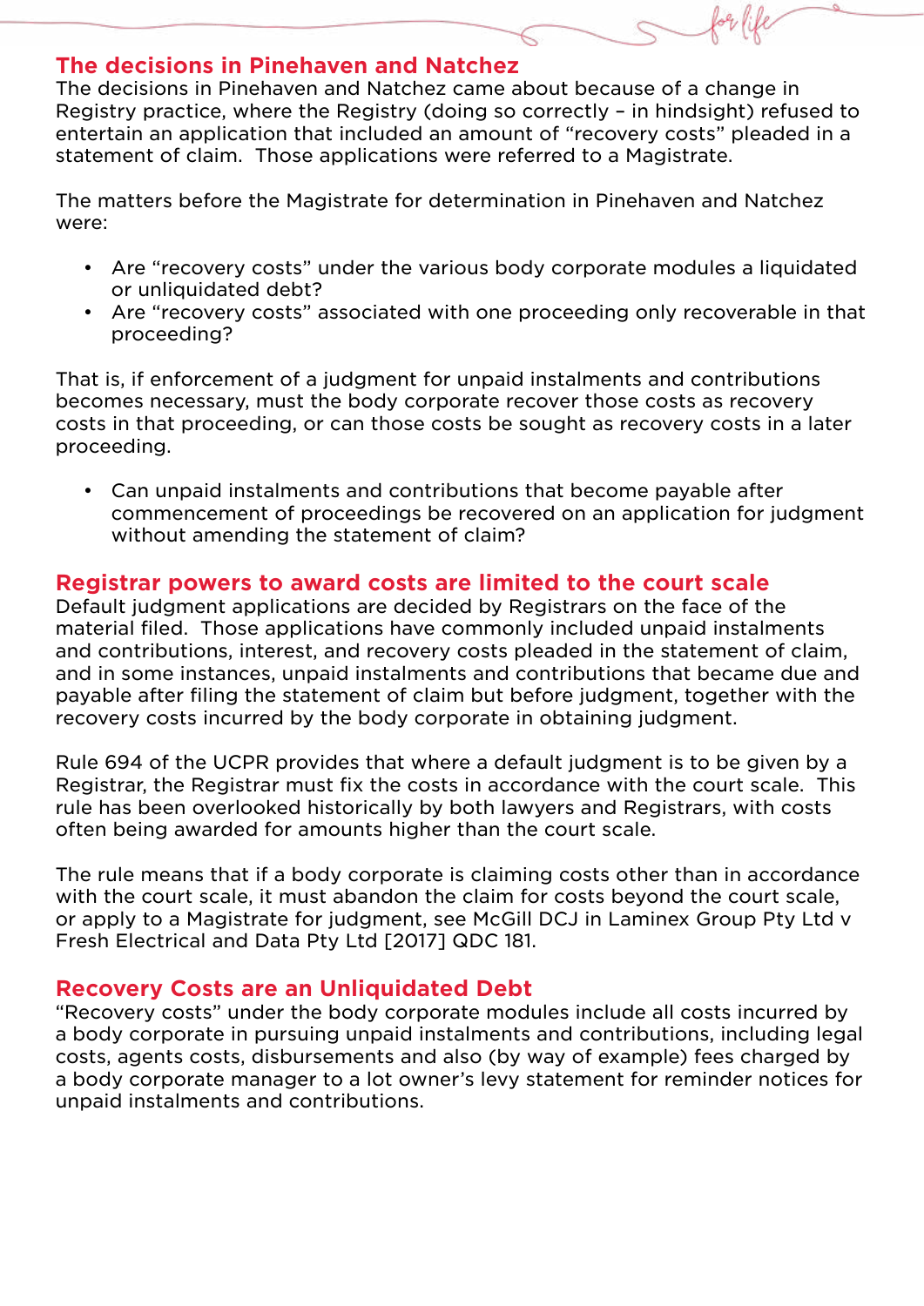## The decisions in Pinehaven and Natchez

The decisions in Pinehaven and Natchez came about because of a change in Registry practice, where the Registry (doing so correctly – in hindsight) refused to entertain an application that included an amount of "recovery costs" pleaded in a statement of claim. Those applications were referred to a Magistrate.

The matters before the Magistrate for determination in Pinehaven and Natchez were:

- Are "recovery costs" under the various body corporate modules a liquidated or unliquidated debt?
- Are "recovery costs" associated with one proceeding only recoverable in that proceeding?

That is, if enforcement of a judgment for unpaid instalments and contributions becomes necessary, must the body corporate recover those costs as recovery costs in that proceeding, or can those costs be sought as recovery costs in a later proceeding.

- Can unpaid instalments and contributions that become payable after commencement of proceedings be recovered on an application for judgment without amending the statement of claim?

## Registrar powers to award costs are limited to the court scale

Default judgment applications are decided by Registrars on the face of the material filed. Those applications have commonly included unpaid instalments and contributions, interest, and recovery costs pleaded in the statement of claim, and in some instances, unpaid instalments and contributions that became due and payable after filing the statement of claim but before judgment, together with the recovery costs incurred by the body corporate in obtaining judgment.

Rule 694 of the UCPR provides that where a default judgment is to be given by a Registrar, the Registrar must fix the costs in accordance with the court scale. This rule has been overlooked historically by both lawyers and Registrars, with costs often being awarded for amounts higher than the court scale.

The rule means that if a body corporate is claiming costs other than in accordance with the court scale, it must abandon the claim for costs beyond the court scale, or apply to a Magistrate for judgment, see McGill DCJ in Laminex Group Pty Ltd v Fresh Electrical and Data Pty Ltd [2017] QDC 181.

## Recovery Costs are an Unliquidated Debt

"Recovery costs" under the body corporate modules include all costs incurred by a body corporate in pursuing unpaid instalments and contributions, including legal costs, agents costs, disbursements and also (by way of example) fees charged by a body corporate manager to a lot owner's levy statement for reminder notices for unpaid instalments and contributions.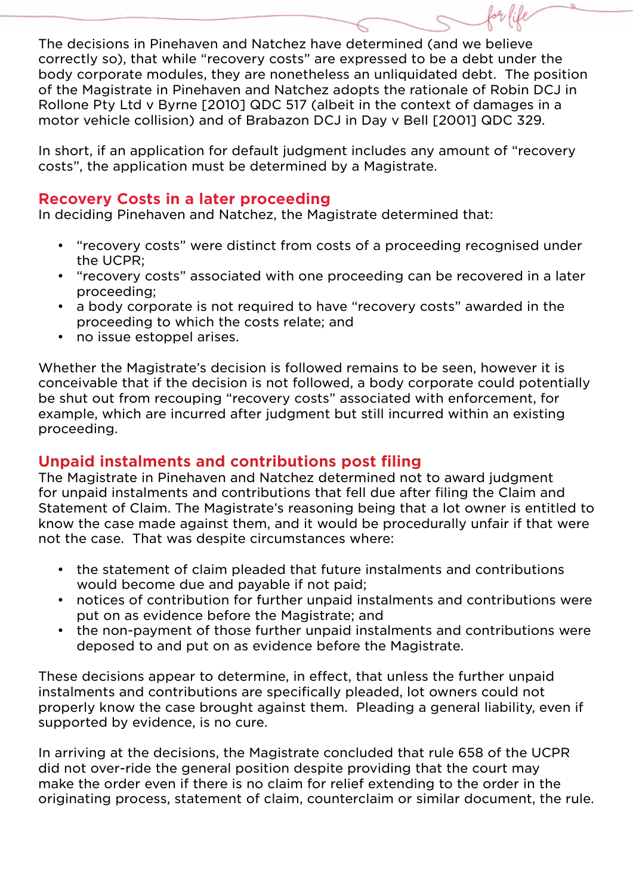The decisions in Pinehaven and Natchez have determined (and we believe correctly so), that while "recovery costs" are expressed to be a debt under the body corporate modules, they are nonetheless an unliquidated debt. The position of the Magistrate in Pinehaven and Natchez adopts the rationale of Robin DCJ in Rollone Pty Ltd v Byrne [2010] QDC 517 (albeit in the context of damages in a motor vehicle collision) and of Brabazon DCJ in Day v Bell [2001] QDC 329.

In short, if an application for default judgment includes any amount of "recovery costs", the application must be determined by a Magistrate.

## Recovery Costs in a later proceeding

In deciding Pinehaven and Natchez, the Magistrate determined that:

- "recovery costs" were distinct from costs of a proceeding recognised under the UCPR;
- "recovery costs" associated with one proceeding can be recovered in a later proceeding;
- a body corporate is not required to have "recovery costs" awarded in the proceeding to which the costs relate; and
- no issue estoppel arises.

Whether the Magistrate's decision is followed remains to be seen, however it is conceivable that if the decision is not followed, a body corporate could potentially be shut out from recouping "recovery costs" associated with enforcement, for example, which are incurred after judgment but still incurred within an existing proceeding.

## Unpaid instalments and contributions post filing

The Magistrate in Pinehaven and Natchez determined not to award judgment for unpaid instalments and contributions that fell due after filing the Claim and Statement of Claim. The Magistrate's reasoning being that a lot owner is entitled to know the case made against them, and it would be procedurally unfair if that were not the case. That was despite circumstances where:

- the statement of claim pleaded that future instalments and contributions would become due and payable if not paid;
- notices of contribution for further unpaid instalments and contributions were put on as evidence before the Magistrate; and
- the non-payment of those further unpaid instalments and contributions were deposed to and put on as evidence before the Magistrate.

These decisions appear to determine, in effect, that unless the further unpaid instalments and contributions are specifically pleaded, lot owners could not properly know the case brought against them. Pleading a general liability, even if supported by evidence, is no cure.

In arriving at the decisions, the Magistrate concluded that rule 658 of the UCPR did not over-ride the general position despite providing that the court may make the order even if there is no claim for relief extending to the order in the originating process, statement of claim, counterclaim or similar document, the rule.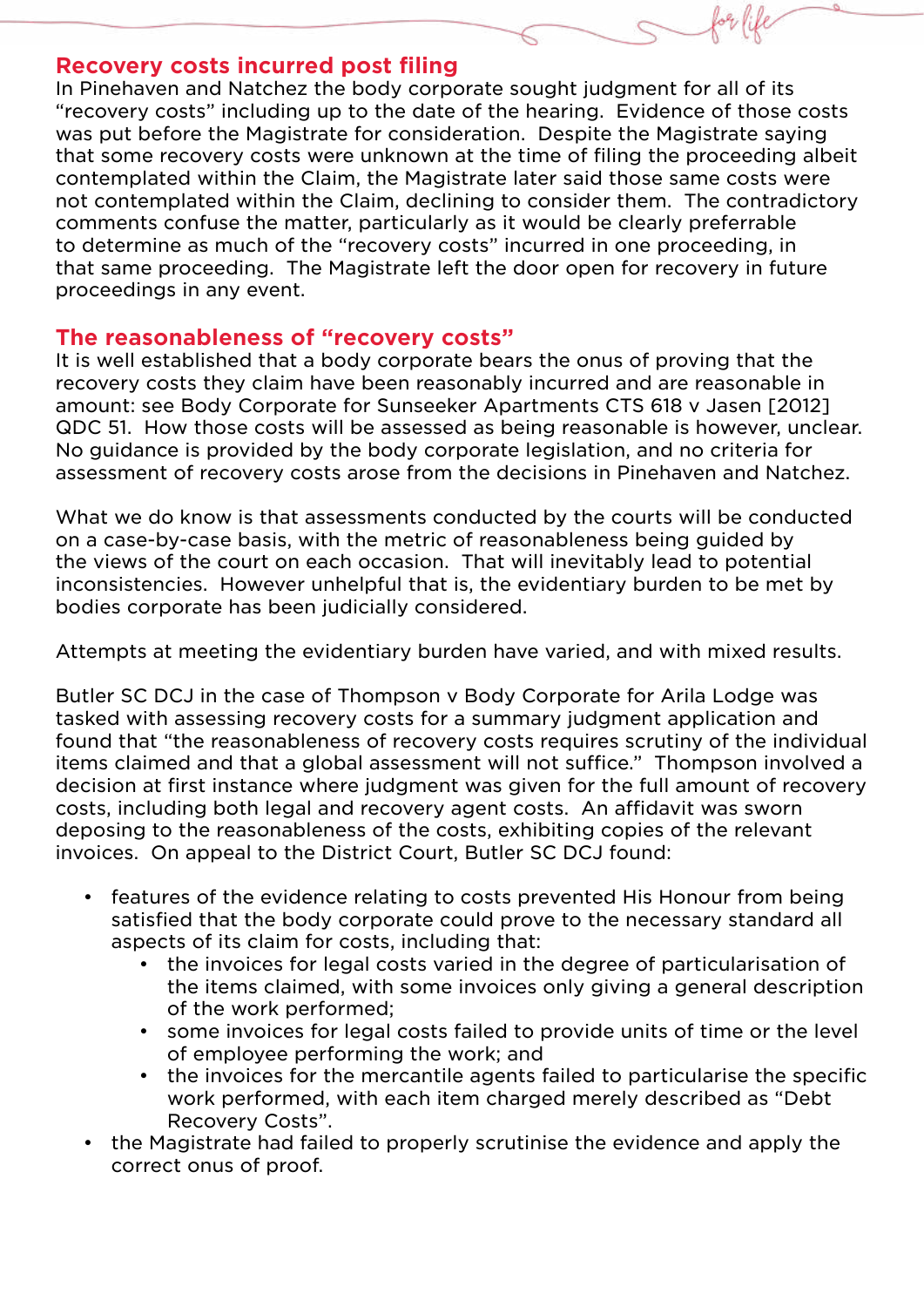## Recovery costs incurred post filing

In Pinehaven and Natchez the body corporate sought judgment for all of its "recovery costs" including up to the date of the hearing. Evidence of those costs was put before the Magistrate for consideration. Despite the Magistrate saying that some recovery costs were unknown at the time of filing the proceeding albeit contemplated within the Claim, the Magistrate later said those same costs were not contemplated within the Claim, declining to consider them. The contradictory comments confuse the matter, particularly as it would be clearly preferrable to determine as much of the "recovery costs" incurred in one proceeding, in that same proceeding. The Magistrate left the door open for recovery in future proceedings in any event.

## The reasonableness of "recovery costs"

It is well established that a body corporate bears the onus of proving that the recovery costs they claim have been reasonably incurred and are reasonable in amount: see Body Corporate for Sunseeker Apartments CTS 618 v Jasen [2012] QDC 51. How those costs will be assessed as being reasonable is however, unclear. No guidance is provided by the body corporate legislation, and no criteria for assessment of recovery costs arose from the decisions in Pinehaven and Natchez.

What we do know is that assessments conducted by the courts will be conducted on a case-by-case basis, with the metric of reasonableness being guided by the views of the court on each occasion. That will inevitably lead to potential inconsistencies. However unhelpful that is, the evidentiary burden to be met by bodies corporate has been judicially considered.

Attempts at meeting the evidentiary burden have varied, and with mixed results.

Butler SC DCJ in the case of Thompson v Body Corporate for Arila Lodge was tasked with assessing recovery costs for a summary judgment application and found that "the reasonableness of recovery costs requires scrutiny of the individual items claimed and that a global assessment will not suffice." Thompson involved a decision at first instance where judgment was given for the full amount of recovery costs, including both legal and recovery agent costs. An affidavit was sworn deposing to the reasonableness of the costs, exhibiting copies of the relevant invoices. On appeal to the District Court, Butler SC DCJ found:

- features of the evidence relating to costs prevented His Honour from being satisfied that the body corporate could prove to the necessary standard all aspects of its claim for costs, including that:
  - the invoices for legal costs varied in the degree of particularisation of the items claimed, with some invoices only giving a general description of the work performed;
  - some invoices for legal costs failed to provide units of time or the level of employee performing the work; and
  - the invoices for the mercantile agents failed to particularise the specific work performed, with each item charged merely described as "Debt Recovery Costs".
- the Magistrate had failed to properly scrutinise the evidence and apply the correct onus of proof.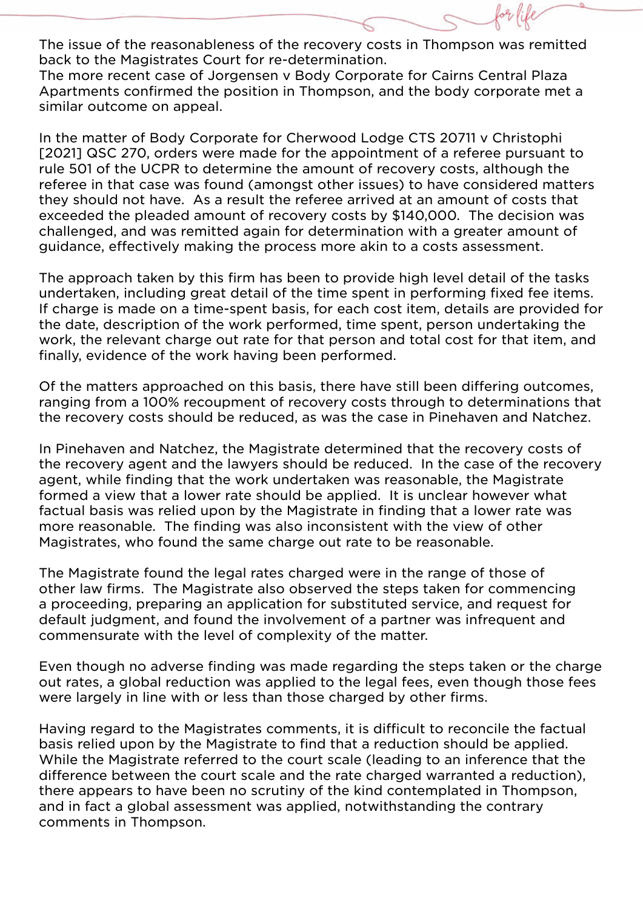The issue of the reasonableness of the recovery costs in Thompson was remitted back to the Magistrates Court for re-determination.
The more recent case of Jorgensen v Body Corporate for Cairns Central Plaza Apartments confirmed the position in Thompson, and the body corporate met a similar outcome on appeal.

In the matter of Body Corporate for Cherwood Lodge CTS 20711 v Christophi [2021] QSC 270, orders were made for the appointment of a referee pursuant to rule 501 of the UCPR to determine the amount of recovery costs, although the referee in that case was found (amongst other issues) to have considered matters they should not have. As a result the referee arrived at an amount of costs that exceeded the pleaded amount of recovery costs by $140,000. The decision was challenged, and was remitted again for determination with a greater amount of guidance, effectively making the process more akin to a costs assessment.

The approach taken by this firm has been to provide high level detail of the tasks undertaken, including great detail of the time spent in performing fixed fee items. If charge is made on a time-spent basis, for each cost item, details are provided for the date, description of the work performed, time spent, person undertaking the work, the relevant charge out rate for that person and total cost for that item, and finally, evidence of the work having been performed.

Of the matters approached on this basis, there have still been differing outcomes, ranging from a 100% recoupment of recovery costs through to determinations that the recovery costs should be reduced, as was the case in Pinehaven and Natchez.

In Pinehaven and Natchez, the Magistrate determined that the recovery costs of the recovery agent and the lawyers should be reduced. In the case of the recovery agent, while finding that the work undertaken was reasonable, the Magistrate formed a view that a lower rate should be applied. It is unclear however what factual basis was relied upon by the Magistrate in finding that a lower rate was more reasonable. The finding was also inconsistent with the view of other Magistrates, who found the same charge out rate to be reasonable.

The Magistrate found the legal rates charged were in the range of those of other law firms. The Magistrate also observed the steps taken for commencing a proceeding, preparing an application for substituted service, and request for default judgment, and found the involvement of a partner was infrequent and commensurate with the level of complexity of the matter.

Even though no adverse finding was made regarding the steps taken or the charge out rates, a global reduction was applied to the legal fees, even though those fees were largely in line with or less than those charged by other firms.

Having regard to the Magistrates comments, it is difficult to reconcile the factual basis relied upon by the Magistrate to find that a reduction should be applied. While the Magistrate referred to the court scale (leading to an inference that the difference between the court scale and the rate charged warranted a reduction), there appears to have been no scrutiny of the kind contemplated in Thompson, and in fact a global assessment was applied, notwithstanding the contrary comments in Thompson.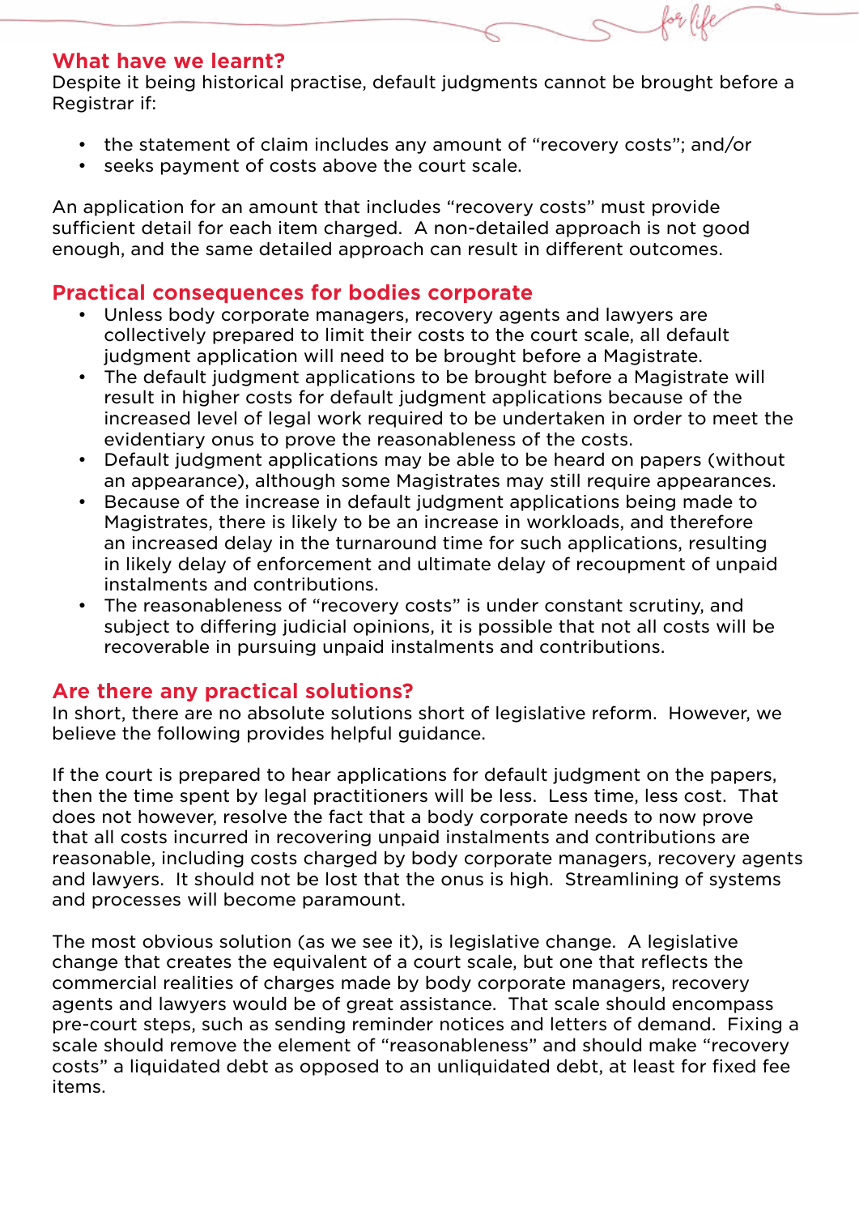## What have we learnt?

Despite it being historical practise, default judgments cannot be brought before a Registrar if:

- the statement of claim includes any amount of "recovery costs"; and/or
- seeks payment of costs above the court scale.

An application for an amount that includes "recovery costs" must provide sufficient detail for each item charged. A non-detailed approach is not good enough, and the same detailed approach can result in different outcomes.

## Practical consequences for bodies corporate

- Unless body corporate managers, recovery agents and lawyers are collectively prepared to limit their costs to the court scale, all default judgment application will need to be brought before a Magistrate.
- The default judgment applications to be brought before a Magistrate will result in higher costs for default judgment applications because of the increased level of legal work required to be undertaken in order to meet the evidentiary onus to prove the reasonableness of the costs.
- Default judgment applications may be able to be heard on papers (without an appearance), although some Magistrates may still require appearances.
- Because of the increase in default judgment applications being made to Magistrates, there is likely to be an increase in workloads, and therefore an increased delay in the turnaround time for such applications, resulting in likely delay of enforcement and ultimate delay of recoupment of unpaid instalments and contributions.
- The reasonableness of "recovery costs" is under constant scrutiny, and subject to differing judicial opinions, it is possible that not all costs will be recoverable in pursuing unpaid instalments and contributions.

## Are there any practical solutions?

In short, there are no absolute solutions short of legislative reform. However, we believe the following provides helpful guidance.

If the court is prepared to hear applications for default judgment on the papers, then the time spent by legal practitioners will be less. Less time, less cost. That does not however, resolve the fact that a body corporate needs to now prove that all costs incurred in recovering unpaid instalments and contributions are reasonable, including costs charged by body corporate managers, recovery agents and lawyers. It should not be lost that the onus is high. Streamlining of systems and processes will become paramount.

The most obvious solution (as we see it), is legislative change. A legislative change that creates the equivalent of a court scale, but one that reflects the commercial realities of charges made by body corporate managers, recovery agents and lawyers would be of great assistance. That scale should encompass pre-court steps, such as sending reminder notices and letters of demand. Fixing a scale should remove the element of "reasonableness" and should make "recovery costs" a liquidated debt as opposed to an unliquidated debt, at least for fixed fee items.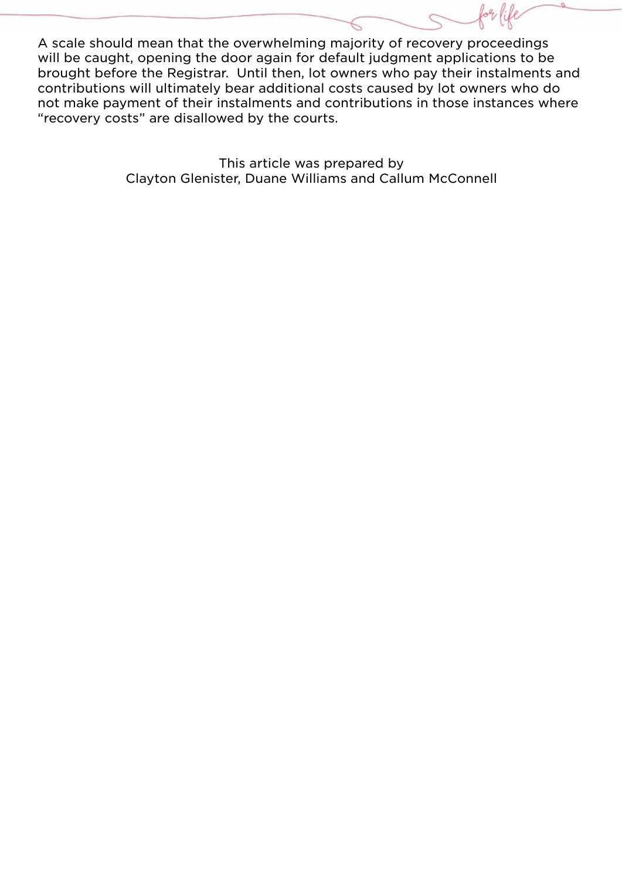A scale should mean that the overwhelming majority of recovery proceedings will be caught, opening the door again for default judgment applications to be brought before the Registrar. Until then, lot owners who pay their instalments and contributions will ultimately bear additional costs caused by lot owners who do not make payment of their instalments and contributions in those instances where "recovery costs" are disallowed by the courts.

This article was prepared by
Clayton Glenister, Duane Williams and Callum McConnell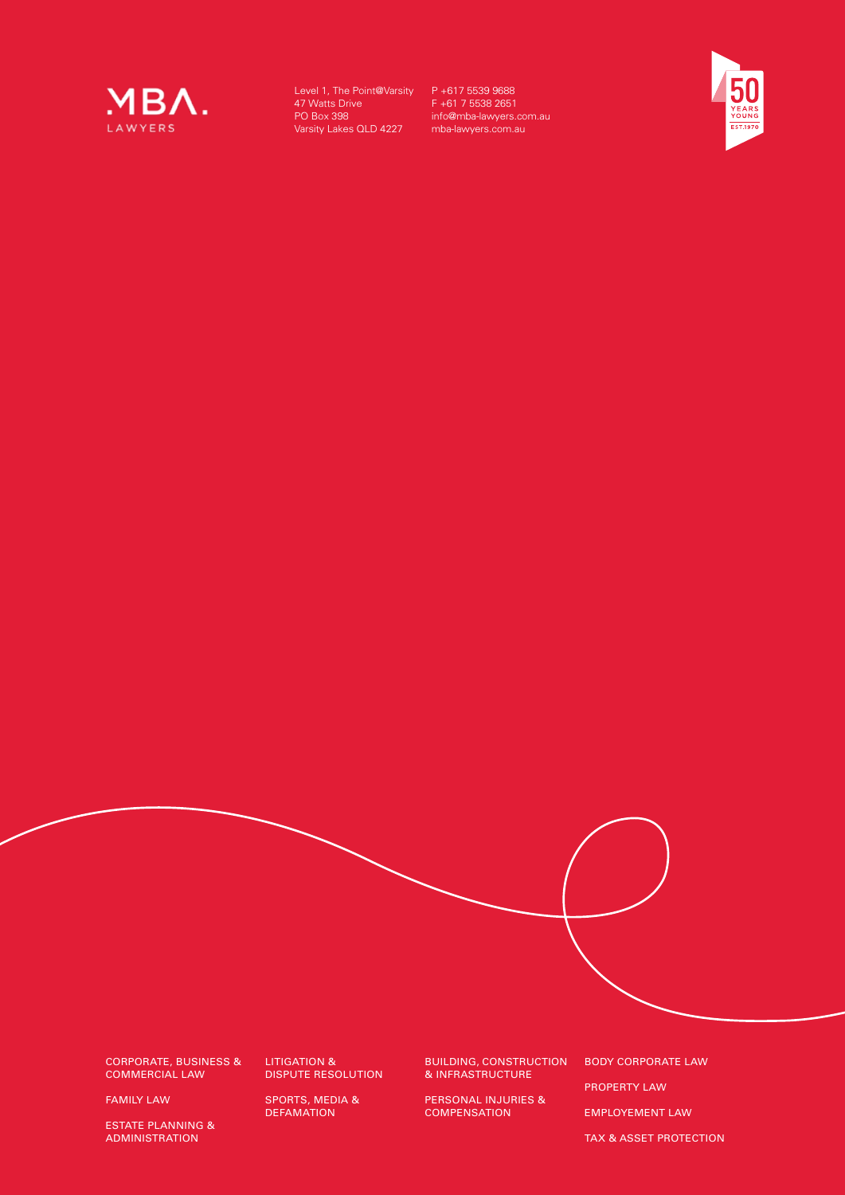MBA.
LAWYERS

Level 1, The Point@Varsity
47 Watts Drive
PO Box 398
Varsity Lakes QLD 4227

P +617 5539 9688
F +61 7 5538 2651
info@mba-lawyers.com.au
mba-lawyers.com.au

50 YEARS YOUNG EST.1970

CORPORATE, BUSINESS & COMMERCIAL LAW

FAMILY LAW

ESTATE PLANNING & ADMINISTRATION

LITIGATION & DISPUTE RESOLUTION

SPORTS, MEDIA & DEFAMATION

BUILDING, CONSTRUCTION & INFRASTRUCTURE

PERSONAL INJURIES & COMPENSATION

BODY CORPORATE LAW

PROPERTY LAW

EMPLOYEMENT LAW

TAX & ASSET PROTECTION